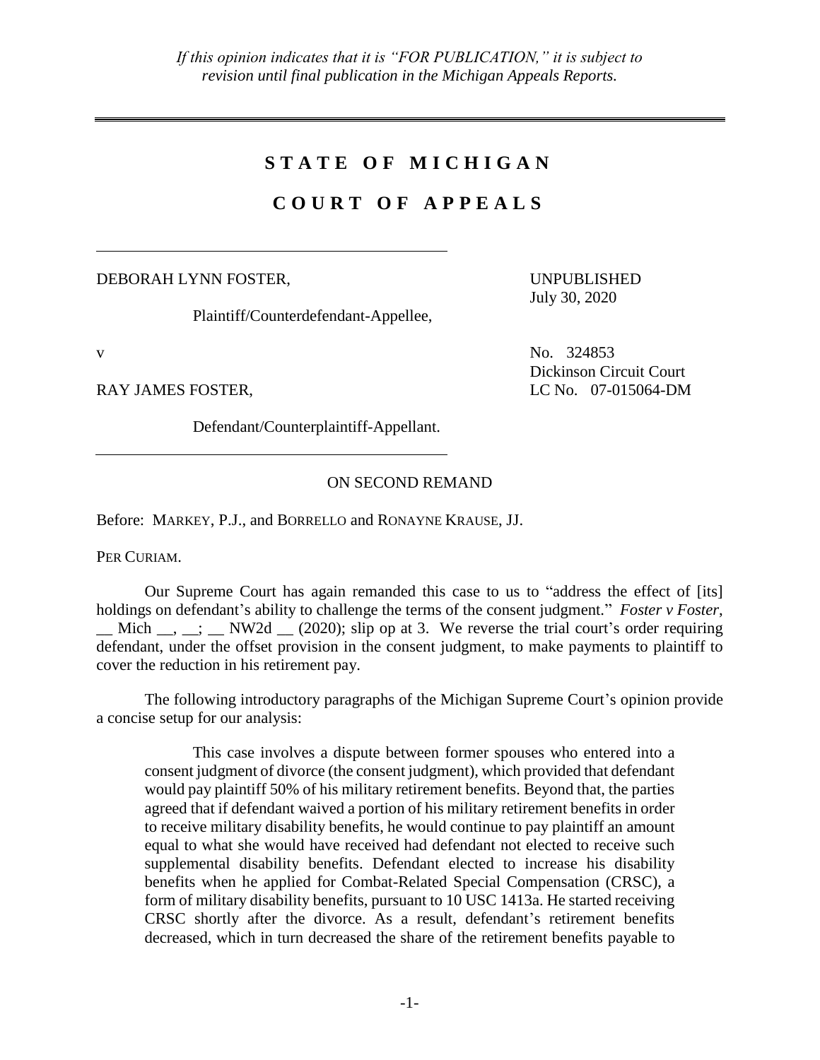*If this opinion indicates that it is "FOR PUBLICATION," it is subject to revision until final publication in the Michigan Appeals Reports.*

# STATE OF MICHIGAN

# COURT OF APPEALS

DEBORAH LYNN FOSTER,

Plaintiff/Counterdefendant-Appellee,

v

RAY JAMES FOSTER,

Defendant/Counterplaintiff-Appellant.

UNPUBLISHED
July 30, 2020

No. 324853
Dickinson Circuit Court
LC No. 07-015064-DM

ON SECOND REMAND

Before: MARKEY, P.J., and BORRELLO and RONAYNE KRAUSE, JJ.

PER CURIAM.

Our Supreme Court has again remanded this case to us to "address the effect of [its] holdings on defendant's ability to challenge the terms of the consent judgment." *Foster v Foster*, __ Mich __, __; __ NW2d __ (2020); slip op at 3. We reverse the trial court's order requiring defendant, under the offset provision in the consent judgment, to make payments to plaintiff to cover the reduction in his retirement pay.

The following introductory paragraphs of the Michigan Supreme Court's opinion provide a concise setup for our analysis:

> This case involves a dispute between former spouses who entered into a consent judgment of divorce (the consent judgment), which provided that defendant would pay plaintiff 50% of his military retirement benefits. Beyond that, the parties agreed that if defendant waived a portion of his military retirement benefits in order to receive military disability benefits, he would continue to pay plaintiff an amount equal to what she would have received had defendant not elected to receive such supplemental disability benefits. Defendant elected to increase his disability benefits when he applied for Combat-Related Special Compensation (CRSC), a form of military disability benefits, pursuant to 10 USC 1413a. He started receiving CRSC shortly after the divorce. As a result, defendant's retirement benefits decreased, which in turn decreased the share of the retirement benefits payable to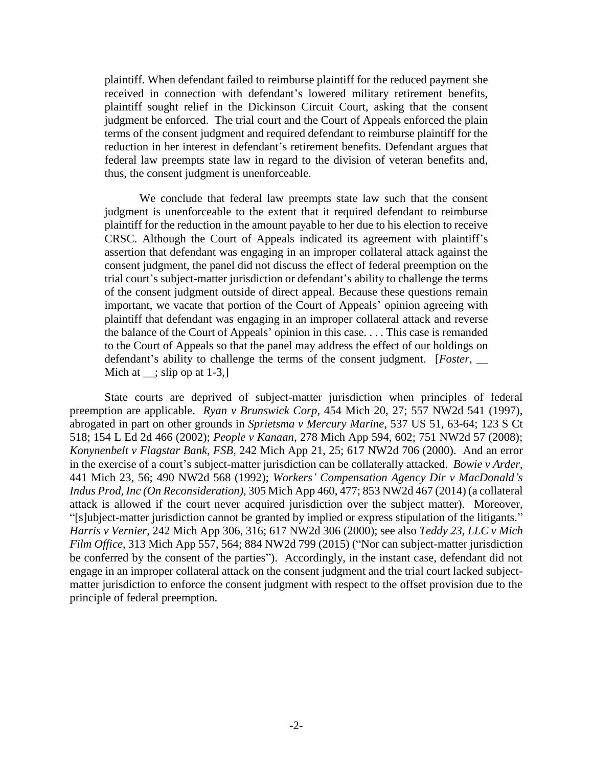> plaintiff. When defendant failed to reimburse plaintiff for the reduced payment she received in connection with defendant's lowered military retirement benefits, plaintiff sought relief in the Dickinson Circuit Court, asking that the consent judgment be enforced. The trial court and the Court of Appeals enforced the plain terms of the consent judgment and required defendant to reimburse plaintiff for the reduction in her interest in defendant's retirement benefits. Defendant argues that federal law preempts state law in regard to the division of veteran benefits and, thus, the consent judgment is unenforceable.
>
> We conclude that federal law preempts state law such that the consent judgment is unenforceable to the extent that it required defendant to reimburse plaintiff for the reduction in the amount payable to her due to his election to receive CRSC. Although the Court of Appeals indicated its agreement with plaintiff's assertion that defendant was engaging in an improper collateral attack against the consent judgment, the panel did not discuss the effect of federal preemption on the trial court's subject-matter jurisdiction or defendant's ability to challenge the terms of the consent judgment outside of direct appeal. Because these questions remain important, we vacate that portion of the Court of Appeals' opinion agreeing with plaintiff that defendant was engaging in an improper collateral attack and reverse the balance of the Court of Appeals' opinion in this case. . . . This case is remanded to the Court of Appeals so that the panel may address the effect of our holdings on defendant's ability to challenge the terms of the consent judgment. [*Foster*, __ Mich at __; slip op at 1-3,]

State courts are deprived of subject-matter jurisdiction when principles of federal preemption are applicable. *Ryan v Brunswick Corp*, 454 Mich 20, 27; 557 NW2d 541 (1997), abrogated in part on other grounds in *Sprietsma v Mercury Marine*, 537 US 51, 63-64; 123 S Ct 518; 154 L Ed 2d 466 (2002); *People v Kanaan*, 278 Mich App 594, 602; 751 NW2d 57 (2008); *Konynenbelt v Flagstar Bank, FSB*, 242 Mich App 21, 25; 617 NW2d 706 (2000). And an error in the exercise of a court's subject-matter jurisdiction can be collaterally attacked. *Bowie v Arder*, 441 Mich 23, 56; 490 NW2d 568 (1992); *Workers' Compensation Agency Dir v MacDonald's Indus Prod, Inc (On Reconsideration)*, 305 Mich App 460, 477; 853 NW2d 467 (2014) (a collateral attack is allowed if the court never acquired jurisdiction over the subject matter). Moreover, "[s]ubject-matter jurisdiction cannot be granted by implied or express stipulation of the litigants." *Harris v Vernier*, 242 Mich App 306, 316; 617 NW2d 306 (2000); see also *Teddy 23, LLC v Mich Film Office*, 313 Mich App 557, 564; 884 NW2d 799 (2015) ("Nor can subject-matter jurisdiction be conferred by the consent of the parties"). Accordingly, in the instant case, defendant did not engage in an improper collateral attack on the consent judgment and the trial court lacked subject-matter jurisdiction to enforce the consent judgment with respect to the offset provision due to the principle of federal preemption.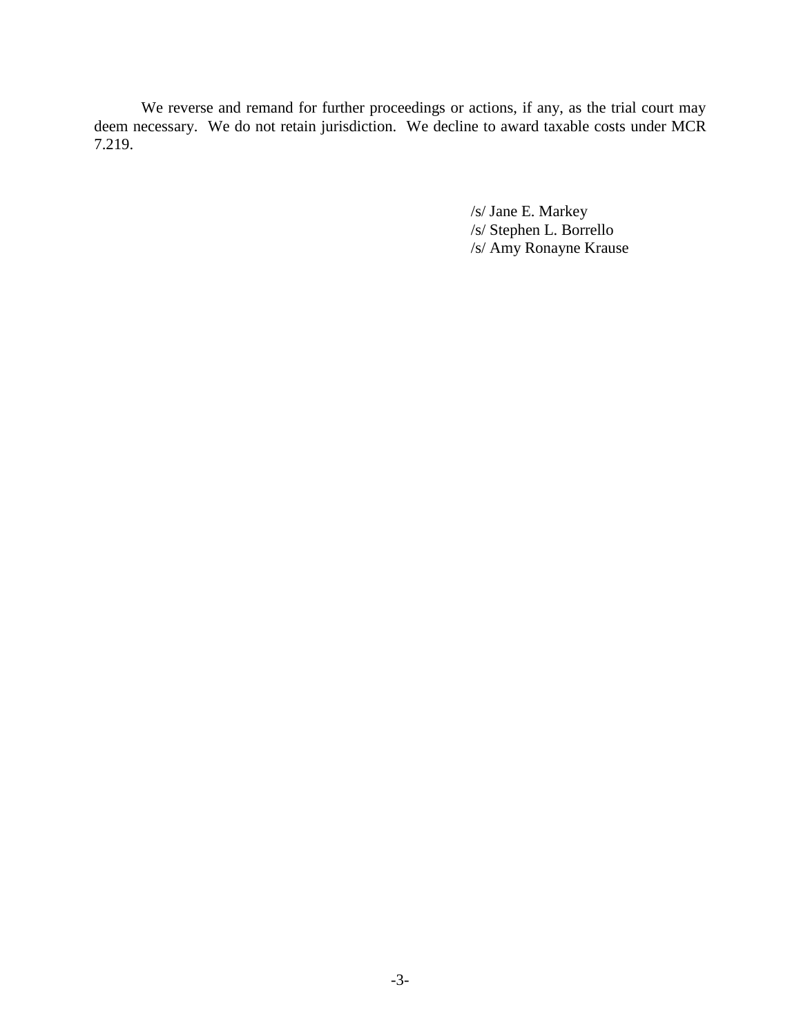We reverse and remand for further proceedings or actions, if any, as the trial court may deem necessary. We do not retain jurisdiction. We decline to award taxable costs under MCR 7.219.

/s/ Jane E. Markey
/s/ Stephen L. Borrello
/s/ Amy Ronayne Krause